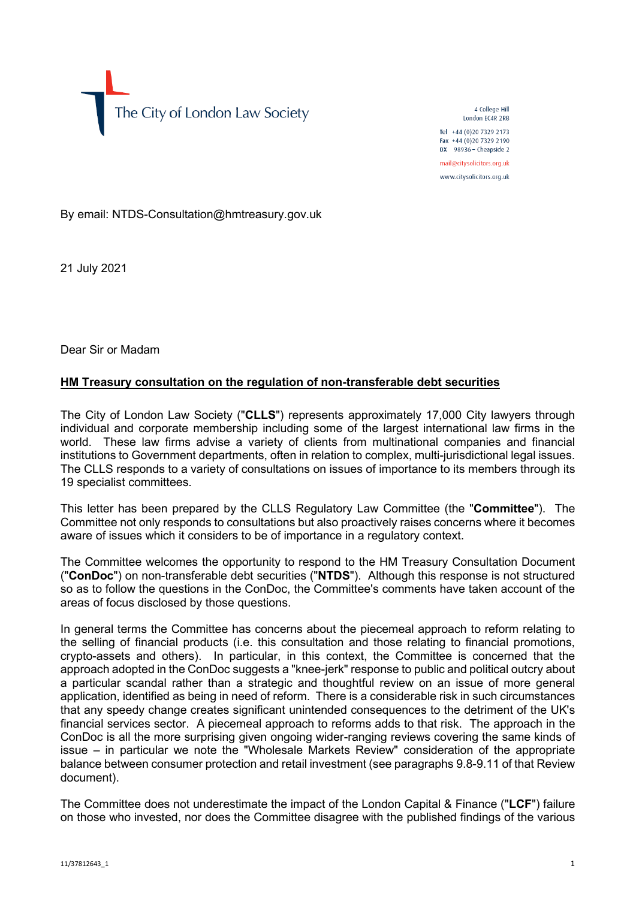The City of London Law Society

4 College Hill
London EC4R 2RB

Tel +44 (0)20 7329 2173
Fax +44 (0)20 7329 2190
DX 98936 – Cheapside 2

mail@citysolicitors.org.uk

www.citysolicitors.org.uk

By email: NTDS-Consultation@hmtreasury.gov.uk

21 July 2021

Dear Sir or Madam

**HM Treasury consultation on the regulation of non-transferable debt securities**

The City of London Law Society ("**CLLS**") represents approximately 17,000 City lawyers through individual and corporate membership including some of the largest international law firms in the world. These law firms advise a variety of clients from multinational companies and financial institutions to Government departments, often in relation to complex, multi-jurisdictional legal issues. The CLLS responds to a variety of consultations on issues of importance to its members through its 19 specialist committees.

This letter has been prepared by the CLLS Regulatory Law Committee (the "**Committee**"). The Committee not only responds to consultations but also proactively raises concerns where it becomes aware of issues which it considers to be of importance in a regulatory context.

The Committee welcomes the opportunity to respond to the HM Treasury Consultation Document ("**ConDoc**") on non-transferable debt securities ("**NTDS**"). Although this response is not structured so as to follow the questions in the ConDoc, the Committee's comments have taken account of the areas of focus disclosed by those questions.

In general terms the Committee has concerns about the piecemeal approach to reform relating to the selling of financial products (i.e. this consultation and those relating to financial promotions, crypto-assets and others). In particular, in this context, the Committee is concerned that the approach adopted in the ConDoc suggests a "knee-jerk" response to public and political outcry about a particular scandal rather than a strategic and thoughtful review on an issue of more general application, identified as being in need of reform. There is a considerable risk in such circumstances that any speedy change creates significant unintended consequences to the detriment of the UK's financial services sector. A piecemeal approach to reforms adds to that risk. The approach in the ConDoc is all the more surprising given ongoing wider-ranging reviews covering the same kinds of issue – in particular we note the "Wholesale Markets Review" consideration of the appropriate balance between consumer protection and retail investment (see paragraphs 9.8-9.11 of that Review document).

The Committee does not underestimate the impact of the London Capital & Finance ("**LCF**") failure on those who invested, nor does the Committee disagree with the published findings of the various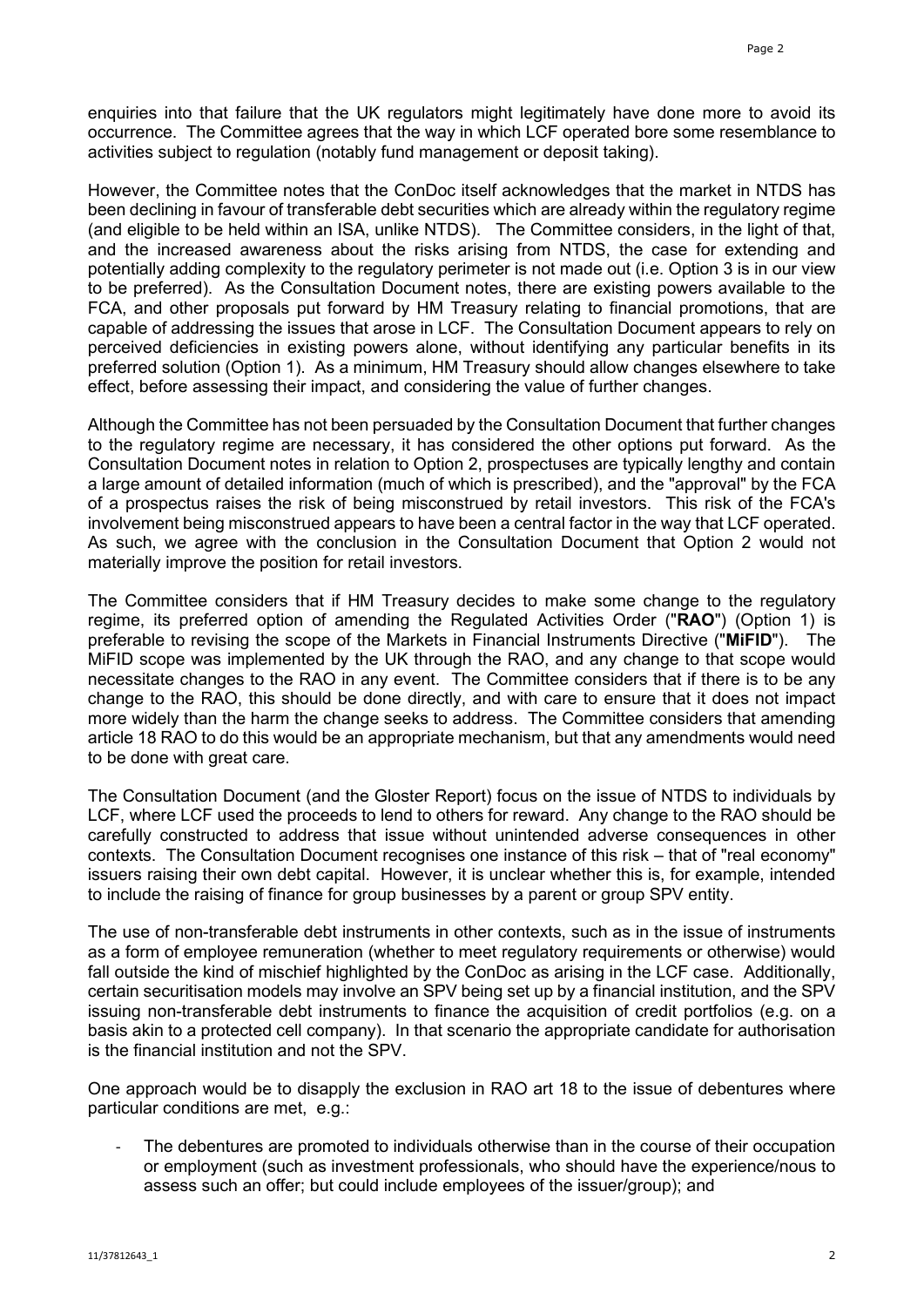enquiries into that failure that the UK regulators might legitimately have done more to avoid its occurrence. The Committee agrees that the way in which LCF operated bore some resemblance to activities subject to regulation (notably fund management or deposit taking).

However, the Committee notes that the ConDoc itself acknowledges that the market in NTDS has been declining in favour of transferable debt securities which are already within the regulatory regime (and eligible to be held within an ISA, unlike NTDS). The Committee considers, in the light of that, and the increased awareness about the risks arising from NTDS, the case for extending and potentially adding complexity to the regulatory perimeter is not made out (i.e. Option 3 is in our view to be preferred). As the Consultation Document notes, there are existing powers available to the FCA, and other proposals put forward by HM Treasury relating to financial promotions, that are capable of addressing the issues that arose in LCF. The Consultation Document appears to rely on perceived deficiencies in existing powers alone, without identifying any particular benefits in its preferred solution (Option 1). As a minimum, HM Treasury should allow changes elsewhere to take effect, before assessing their impact, and considering the value of further changes.

Although the Committee has not been persuaded by the Consultation Document that further changes to the regulatory regime are necessary, it has considered the other options put forward. As the Consultation Document notes in relation to Option 2, prospectuses are typically lengthy and contain a large amount of detailed information (much of which is prescribed), and the "approval" by the FCA of a prospectus raises the risk of being misconstrued by retail investors. This risk of the FCA's involvement being misconstrued appears to have been a central factor in the way that LCF operated. As such, we agree with the conclusion in the Consultation Document that Option 2 would not materially improve the position for retail investors.

The Committee considers that if HM Treasury decides to make some change to the regulatory regime, its preferred option of amending the Regulated Activities Order ("**RAO**") (Option 1) is preferable to revising the scope of the Markets in Financial Instruments Directive ("**MiFID**"). The MiFID scope was implemented by the UK through the RAO, and any change to that scope would necessitate changes to the RAO in any event. The Committee considers that if there is to be any change to the RAO, this should be done directly, and with care to ensure that it does not impact more widely than the harm the change seeks to address. The Committee considers that amending article 18 RAO to do this would be an appropriate mechanism, but that any amendments would need to be done with great care.

The Consultation Document (and the Gloster Report) focus on the issue of NTDS to individuals by LCF, where LCF used the proceeds to lend to others for reward. Any change to the RAO should be carefully constructed to address that issue without unintended adverse consequences in other contexts. The Consultation Document recognises one instance of this risk – that of "real economy" issuers raising their own debt capital. However, it is unclear whether this is, for example, intended to include the raising of finance for group businesses by a parent or group SPV entity.

The use of non-transferable debt instruments in other contexts, such as in the issue of instruments as a form of employee remuneration (whether to meet regulatory requirements or otherwise) would fall outside the kind of mischief highlighted by the ConDoc as arising in the LCF case. Additionally, certain securitisation models may involve an SPV being set up by a financial institution, and the SPV issuing non-transferable debt instruments to finance the acquisition of credit portfolios (e.g. on a basis akin to a protected cell company). In that scenario the appropriate candidate for authorisation is the financial institution and not the SPV.

One approach would be to disapply the exclusion in RAO art 18 to the issue of debentures where particular conditions are met, e.g.:

- The debentures are promoted to individuals otherwise than in the course of their occupation or employment (such as investment professionals, who should have the experience/nous to assess such an offer; but could include employees of the issuer/group); and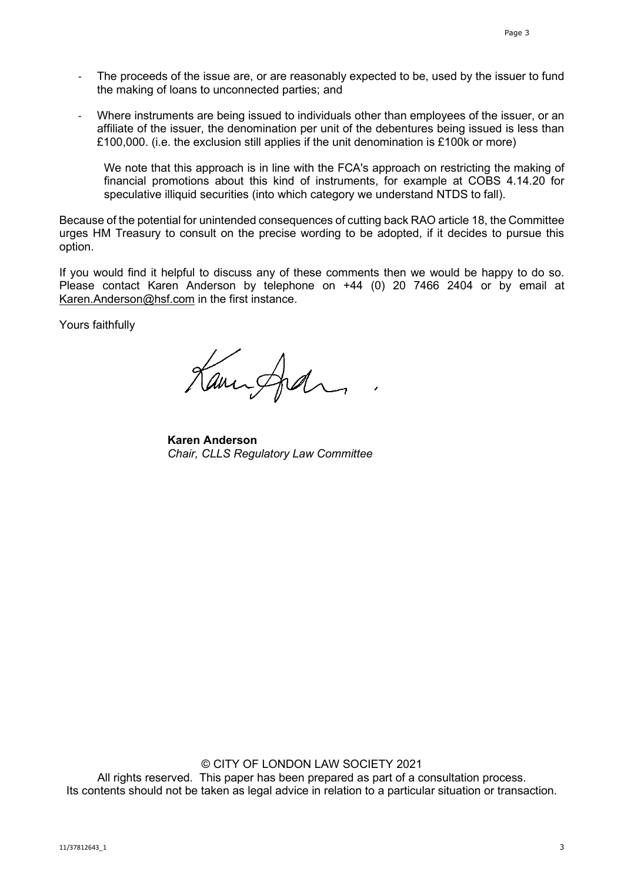- The proceeds of the issue are, or are reasonably expected to be, used by the issuer to fund the making of loans to unconnected parties; and
- Where instruments are being issued to individuals other than employees of the issuer, or an affiliate of the issuer, the denomination per unit of the debentures being issued is less than £100,000. (i.e. the exclusion still applies if the unit denomination is £100k or more)

  We note that this approach is in line with the FCA's approach on restricting the making of financial promotions about this kind of instruments, for example at COBS 4.14.20 for speculative illiquid securities (into which category we understand NTDS to fall).

Because of the potential for unintended consequences of cutting back RAO article 18, the Committee urges HM Treasury to consult on the precise wording to be adopted, if it decides to pursue this option.

If you would find it helpful to discuss any of these comments then we would be happy to do so. Please contact Karen Anderson by telephone on +44 (0) 20 7466 2404 or by email at Karen.Anderson@hsf.com in the first instance.

Yours faithfully

**Karen Anderson**
*Chair, CLLS Regulatory Law Committee*

© CITY OF LONDON LAW SOCIETY 2021
All rights reserved. This paper has been prepared as part of a consultation process.
Its contents should not be taken as legal advice in relation to a particular situation or transaction.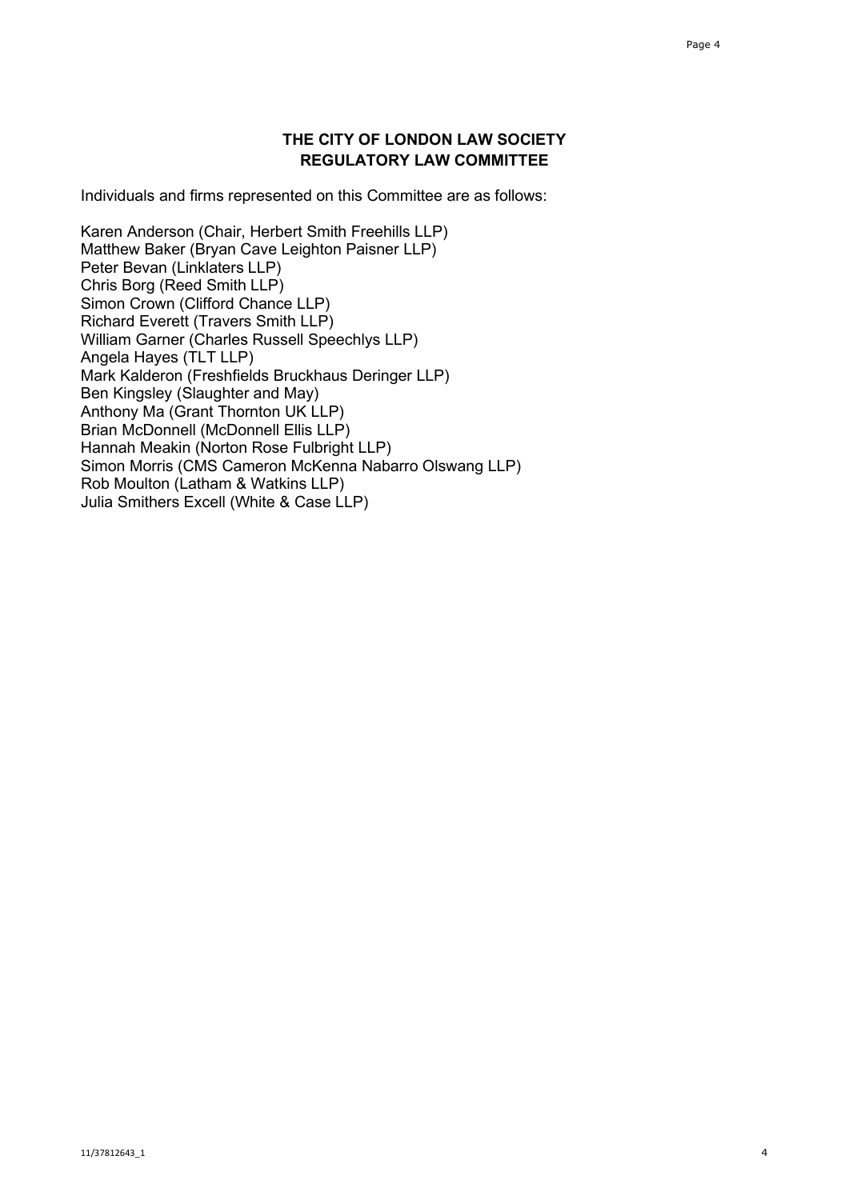**THE CITY OF LONDON LAW SOCIETY**
**REGULATORY LAW COMMITTEE**

Individuals and firms represented on this Committee are as follows:

Karen Anderson (Chair, Herbert Smith Freehills LLP)
Matthew Baker (Bryan Cave Leighton Paisner LLP)
Peter Bevan (Linklaters LLP)
Chris Borg (Reed Smith LLP)
Simon Crown (Clifford Chance LLP)
Richard Everett (Travers Smith LLP)
William Garner (Charles Russell Speechlys LLP)
Angela Hayes (TLT LLP)
Mark Kalderon (Freshfields Bruckhaus Deringer LLP)
Ben Kingsley (Slaughter and May)
Anthony Ma (Grant Thornton UK LLP)
Brian McDonnell (McDonnell Ellis LLP)
Hannah Meakin (Norton Rose Fulbright LLP)
Simon Morris (CMS Cameron McKenna Nabarro Olswang LLP)
Rob Moulton (Latham & Watkins LLP)
Julia Smithers Excell (White & Case LLP)